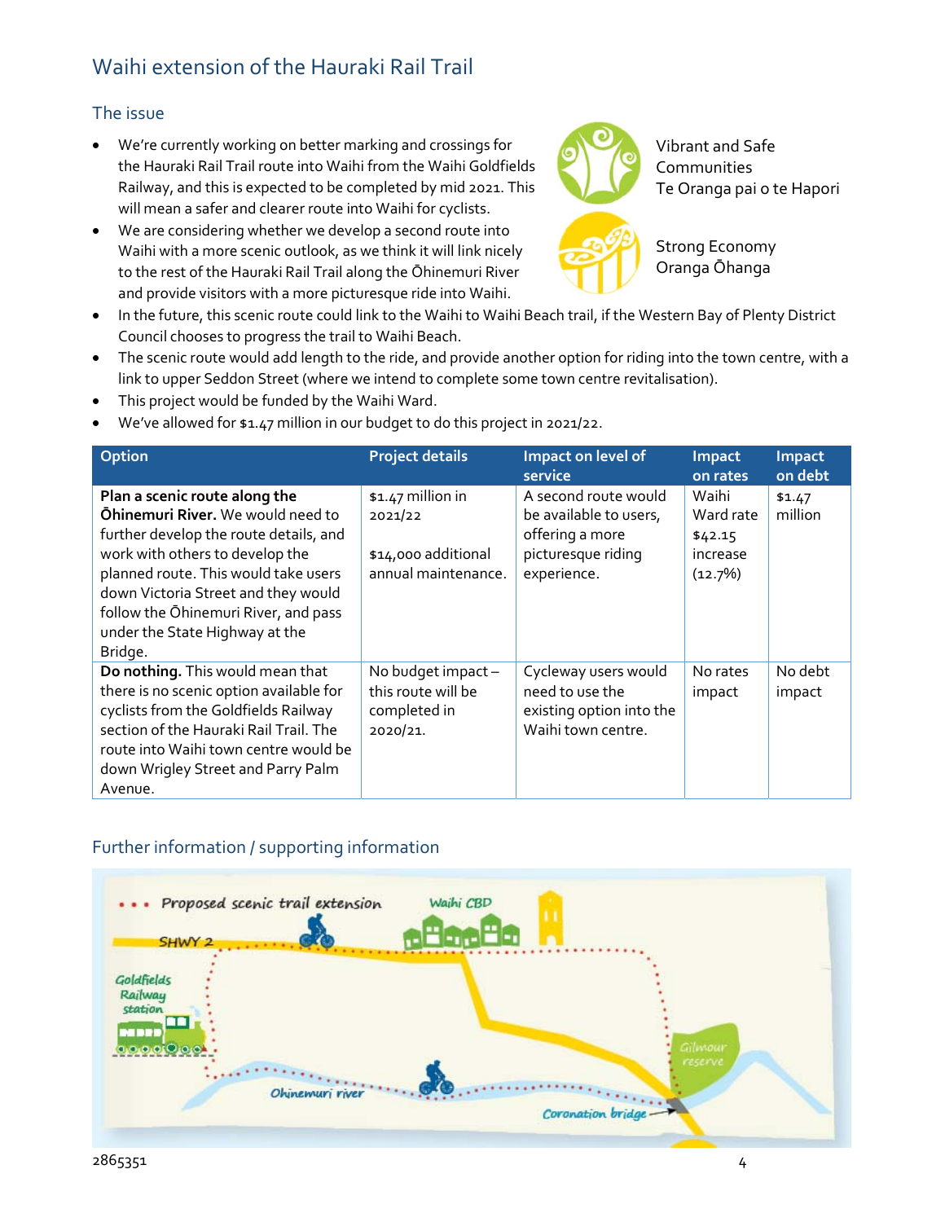## Waihi extension of the Hauraki Rail Trail

### The issue

- We're currently working on better marking and crossings for the Hauraki Rail Trail route into Waihi from the Waihi Goldfields Railway, and this is expected to be completed by mid 2021. This will mean a safer and clearer route into Waihi for cyclists.
- We are considering whether we develop a second route into Waihi with a more scenic outlook, as we think it will link nicely to the rest of the Hauraki Rail Trail along the Ōhinemuri River and provide visitors with a more picturesque ride into Waihi.
- In the future, this scenic route could link to the Waihi to Waihi Beach trail, if the Western Bay of Plenty District Council chooses to progress the trail to Waihi Beach.
- The scenic route would add length to the ride, and provide another option for riding into the town centre, with a link to upper Seddon Street (where we intend to complete some town centre revitalisation).
- This project would be funded by the Waihi Ward.
- We've allowed for $1.47 million in our budget to do this project in 2021/22.

Vibrant and Safe Communities
Te Oranga pai o te Hapori

Strong Economy
Oranga Ōhanga

| Option | Project details | Impact on level of service | Impact on rates | Impact on debt |
|---|---|---|---|---|
| **Plan a scenic route along the Ōhinemuri River.** We would need to further develop the route details, and work with others to develop the planned route. This would take users down Victoria Street and they would follow the Ōhinemuri River, and pass under the State Highway at the Bridge. | $1.47 million in 2021/22<br><br>$14,000 additional annual maintenance. | A second route would be available to users, offering a more picturesque riding experience. | Waihi Ward rate $42.15 increase (12.7%) | $1.47 million |
| **Do nothing.** This would mean that there is no scenic option available for cyclists from the Goldfields Railway section of the Hauraki Rail Trail. The route into Waihi town centre would be down Wrigley Street and Parry Palm Avenue. | No budget impact – this route will be completed in 2020/21. | Cycleway users would need to use the existing option into the Waihi town centre. | No rates impact | No debt impact |

### Further information / supporting information

Proposed scenic trail extension

SHWY 2 · Waihi CBD · Goldfields Railway station · Ohinemuri river · Gilmour reserve · Coronation bridge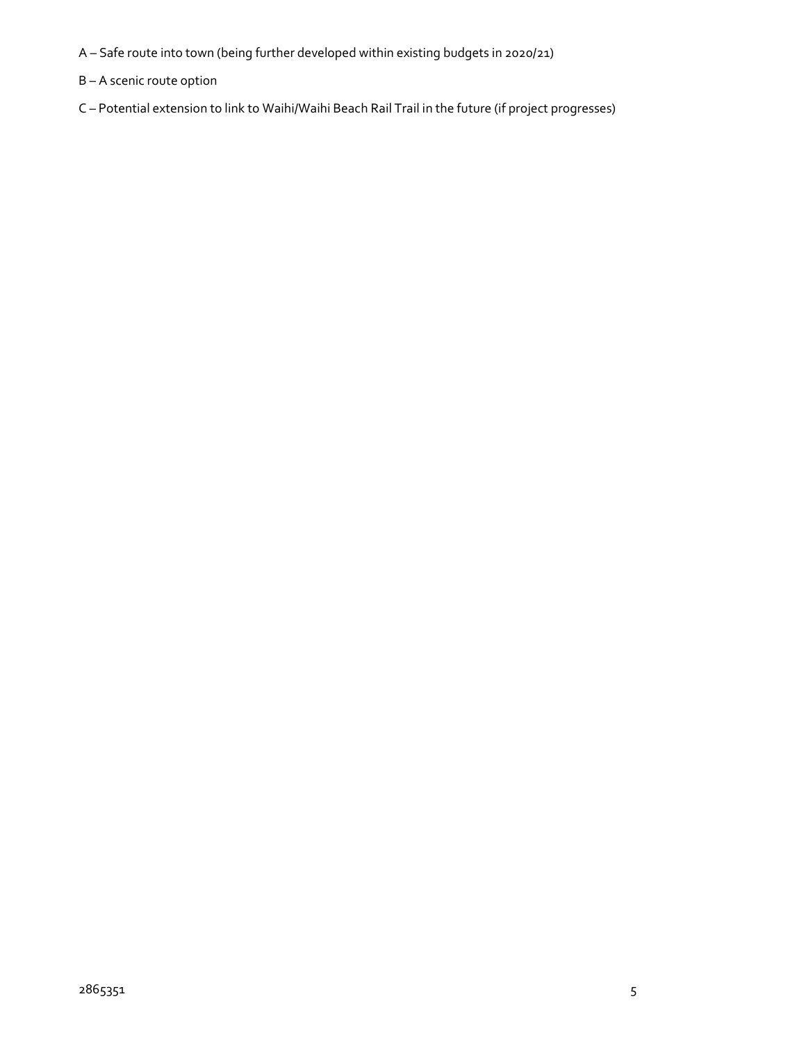A – Safe route into town (being further developed within existing budgets in 2020/21)

B – A scenic route option

C – Potential extension to link to Waihi/Waihi Beach Rail Trail in the future (if project progresses)